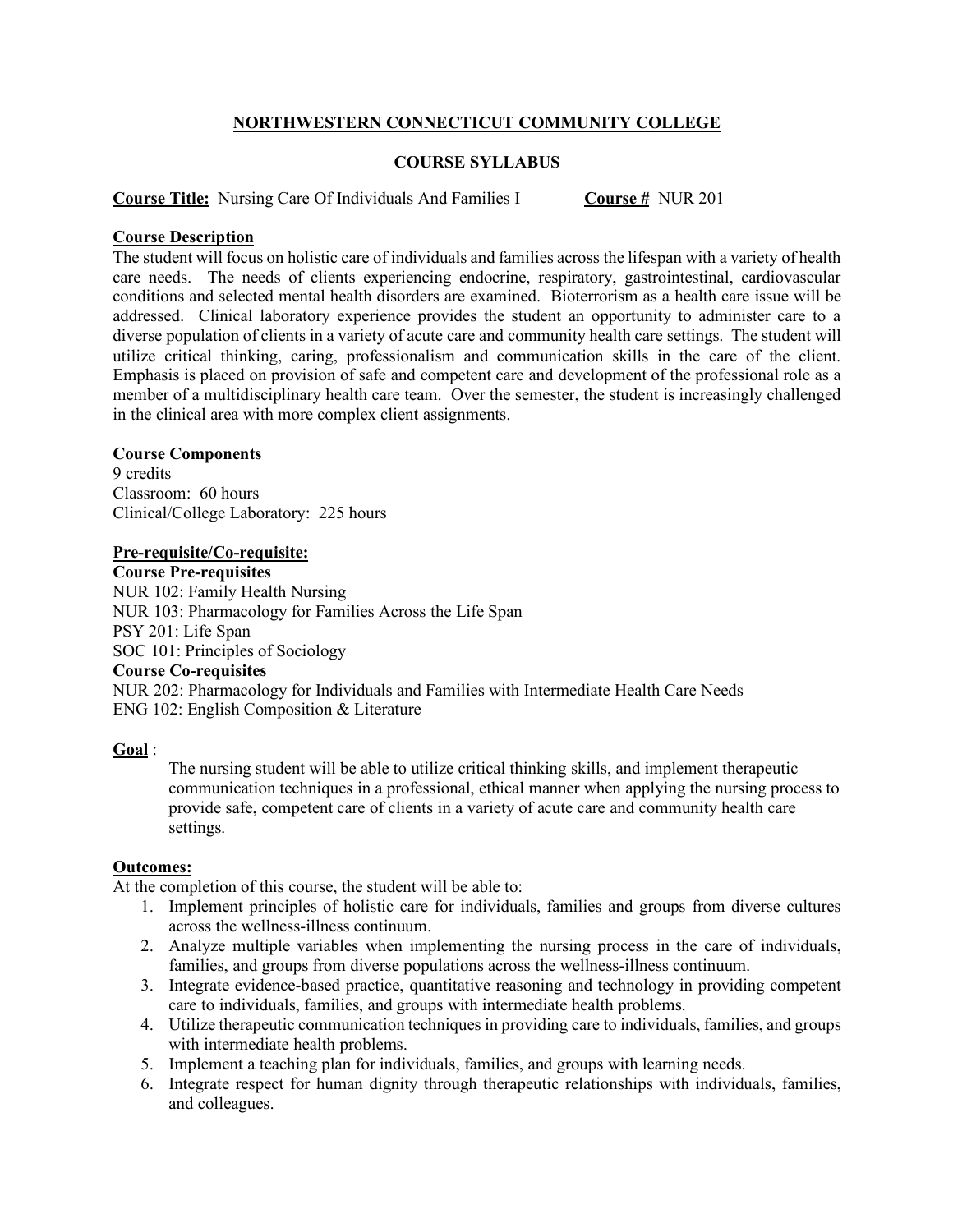# NORTHWESTERN CONNECTICUT COMMUNITY COLLEGE

## COURSE SYLLABUS

**Course Title:** Nursing Care Of Individuals And Families I **Course #** NUR 201

**Course Description**

The student will focus on holistic care of individuals and families across the lifespan with a variety of health care needs. The needs of clients experiencing endocrine, respiratory, gastrointestinal, cardiovascular conditions and selected mental health disorders are examined. Bioterrorism as a health care issue will be addressed. Clinical laboratory experience provides the student an opportunity to administer care to a diverse population of clients in a variety of acute care and community health care settings. The student will utilize critical thinking, caring, professionalism and communication skills in the care of the client. Emphasis is placed on provision of safe and competent care and development of the professional role as a member of a multidisciplinary health care team. Over the semester, the student is increasingly challenged in the clinical area with more complex client assignments.

**Course Components**

9 credits
Classroom: 60 hours
Clinical/College Laboratory: 225 hours

**Pre-requisite/Co-requisite:**

**Course Pre-requisites**

NUR 102: Family Health Nursing
NUR 103: Pharmacology for Families Across the Life Span
PSY 201: Life Span
SOC 101: Principles of Sociology

**Course Co-requisites**

NUR 202: Pharmacology for Individuals and Families with Intermediate Health Care Needs
ENG 102: English Composition & Literature

**Goal** :

The nursing student will be able to utilize critical thinking skills, and implement therapeutic communication techniques in a professional, ethical manner when applying the nursing process to provide safe, competent care of clients in a variety of acute care and community health care settings.

**Outcomes:**

At the completion of this course, the student will be able to:

1. Implement principles of holistic care for individuals, families and groups from diverse cultures across the wellness-illness continuum.
2. Analyze multiple variables when implementing the nursing process in the care of individuals, families, and groups from diverse populations across the wellness-illness continuum.
3. Integrate evidence-based practice, quantitative reasoning and technology in providing competent care to individuals, families, and groups with intermediate health problems.
4. Utilize therapeutic communication techniques in providing care to individuals, families, and groups with intermediate health problems.
5. Implement a teaching plan for individuals, families, and groups with learning needs.
6. Integrate respect for human dignity through therapeutic relationships with individuals, families, and colleagues.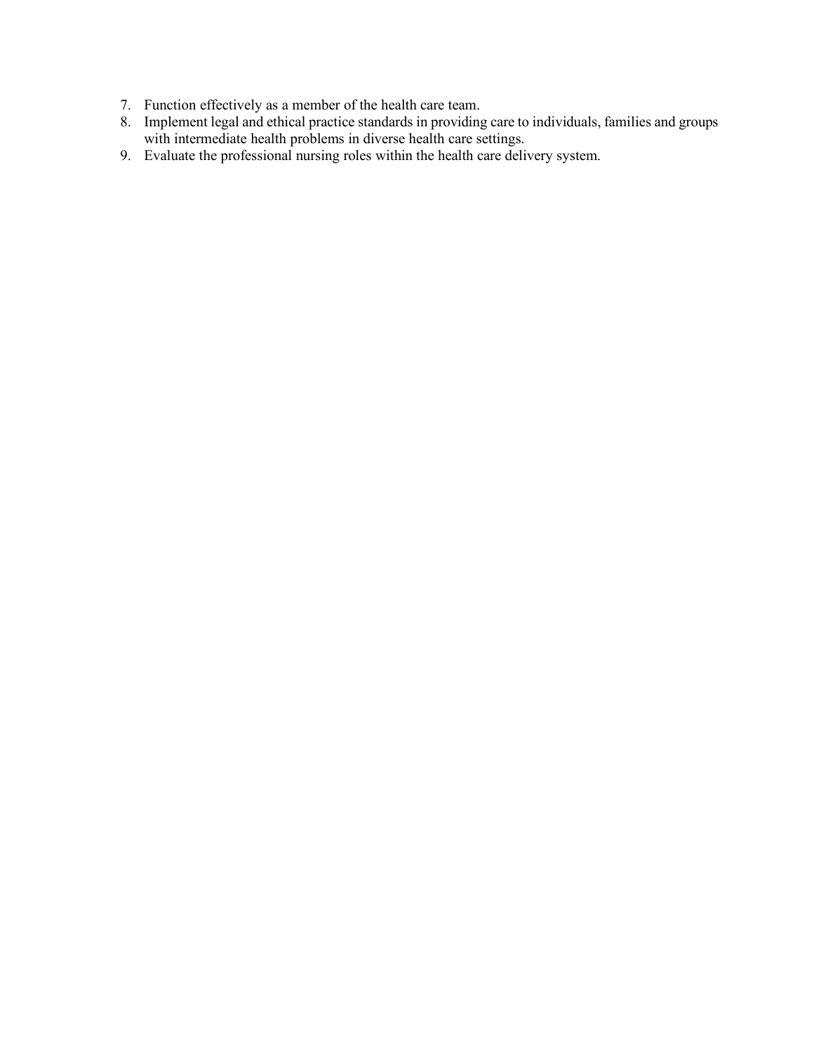7. Function effectively as a member of the health care team.
8. Implement legal and ethical practice standards in providing care to individuals, families and groups with intermediate health problems in diverse health care settings.
9. Evaluate the professional nursing roles within the health care delivery system.